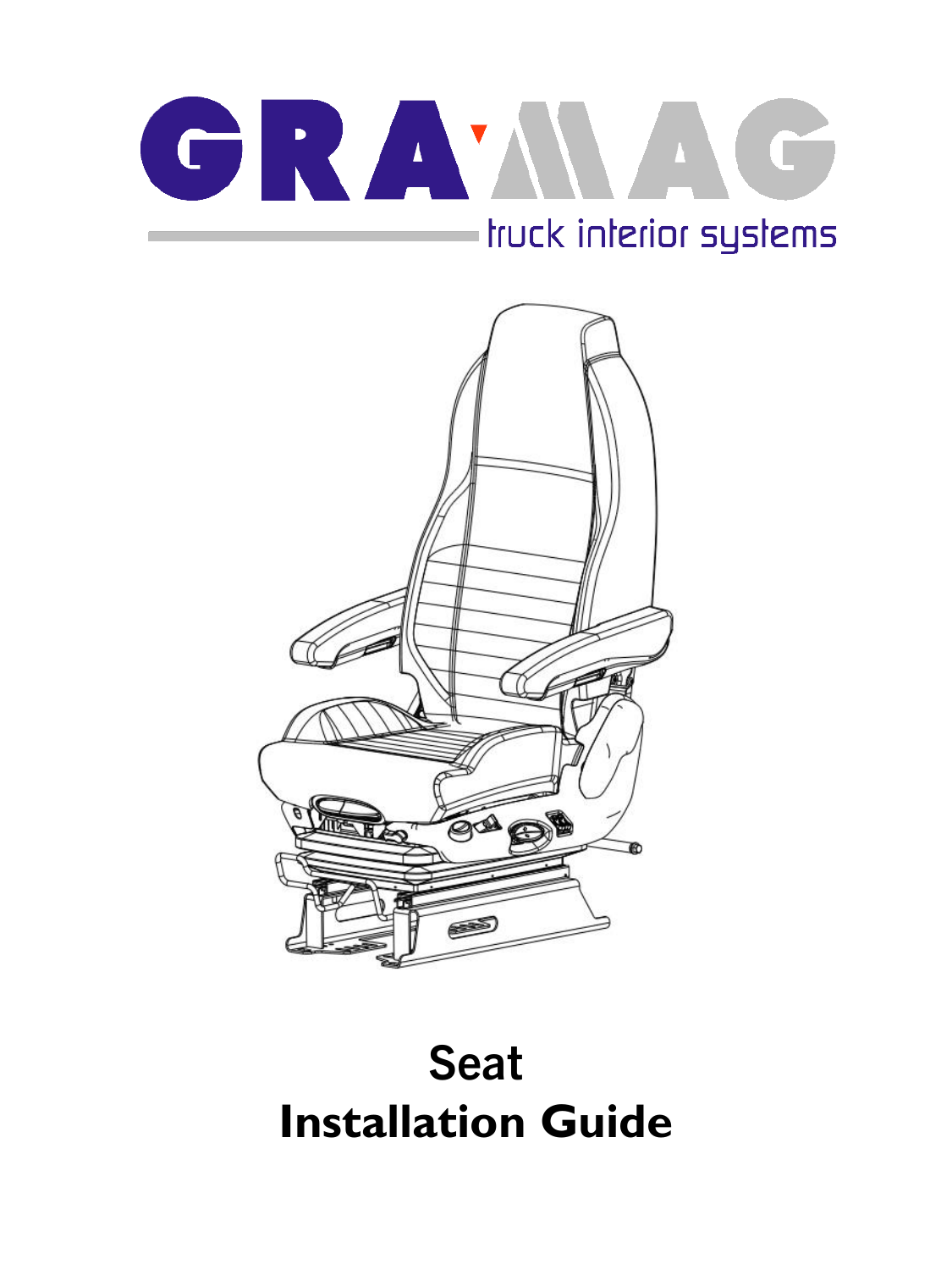GRAMAG

truck interior systems

# Seat
# Installation Guide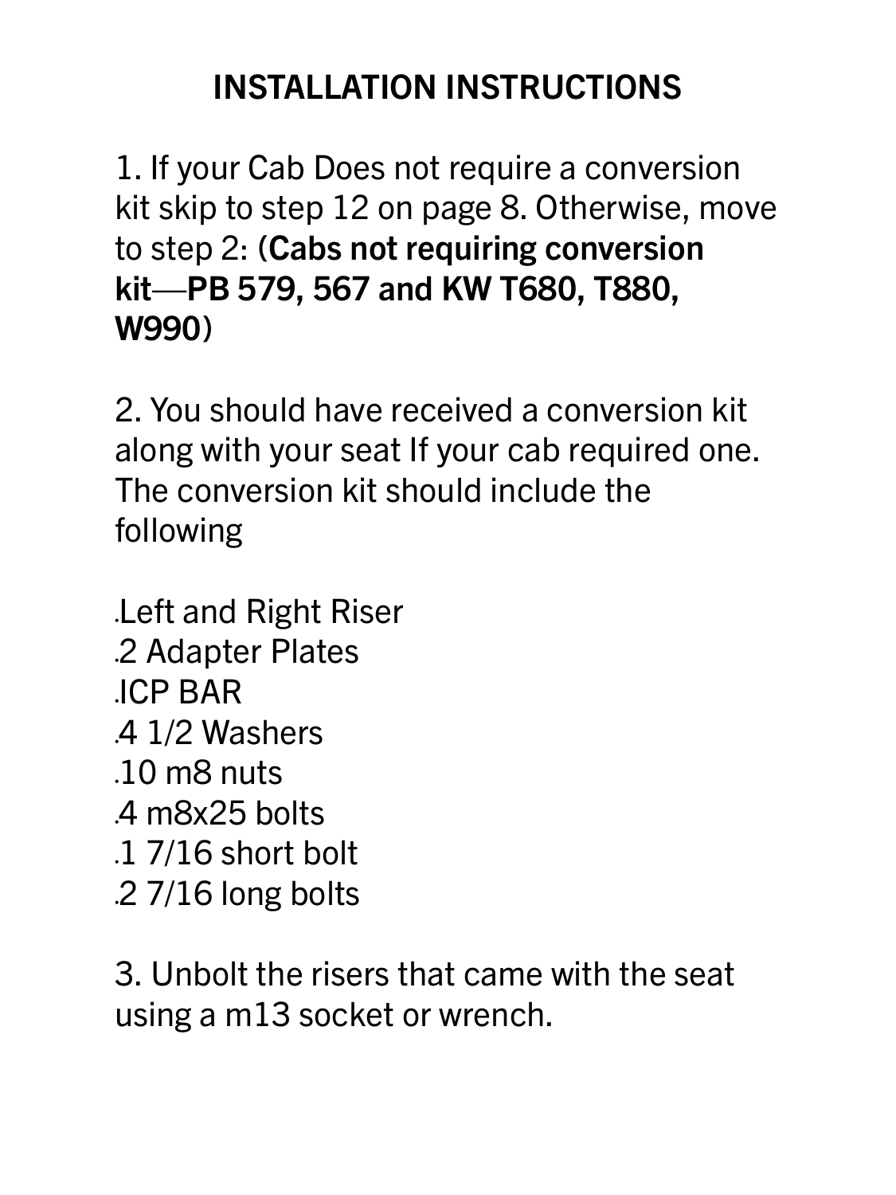# INSTALLATION INSTRUCTIONS

1. If your Cab Does not require a conversion kit skip to step 12 on page 8. Otherwise, move to step 2: (**Cabs not requiring conversion kit—PB 579, 567 and KW T680, T880, W990**)

2. You should have received a conversion kit along with your seat If your cab required one. The conversion kit should include the following

- Left and Right Riser
- 2 Adapter Plates
- ICP BAR
- 4 1/2 Washers
- 10 m8 nuts
- 4 m8x25 bolts
- 1 7/16 short bolt
- 2 7/16 long bolts

3. Unbolt the risers that came with the seat using a m13 socket or wrench.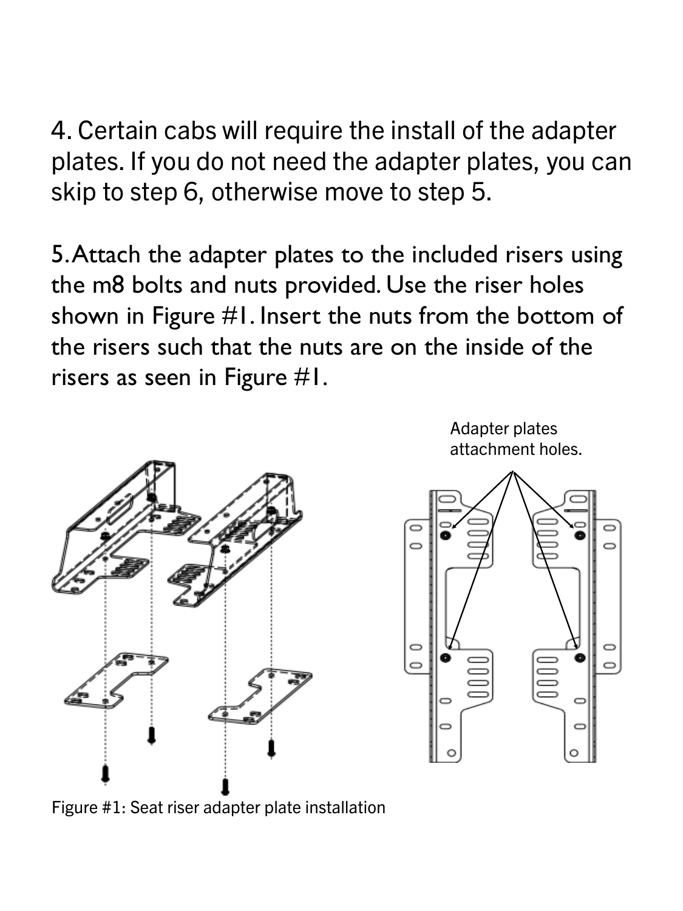4. Certain cabs will require the install of the adapter plates. If you do not need the adapter plates, you can skip to step 6, otherwise move to step 5.

5. Attach the adapter plates to the included risers using the m8 bolts and nuts provided. Use the riser holes shown in Figure #1. Insert the nuts from the bottom of the risers such that the nuts are on the inside of the risers as seen in Figure #1.

Adapter plates attachment holes.

Figure #1: Seat riser adapter plate installation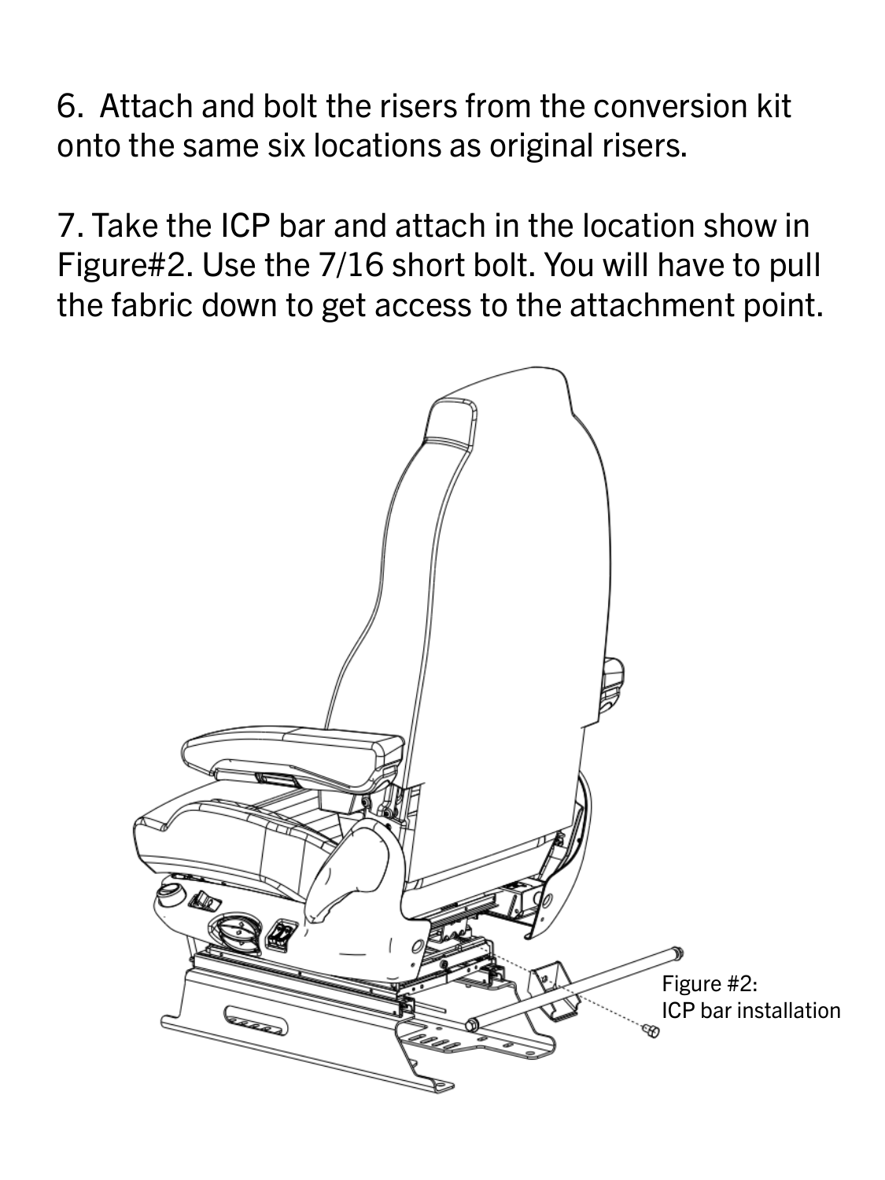6. Attach and bolt the risers from the conversion kit onto the same six locations as original risers.

7. Take the ICP bar and attach in the location show in Figure#2. Use the 7/16 short bolt. You will have to pull the fabric down to get access to the attachment point.

Figure #2:
ICP bar installation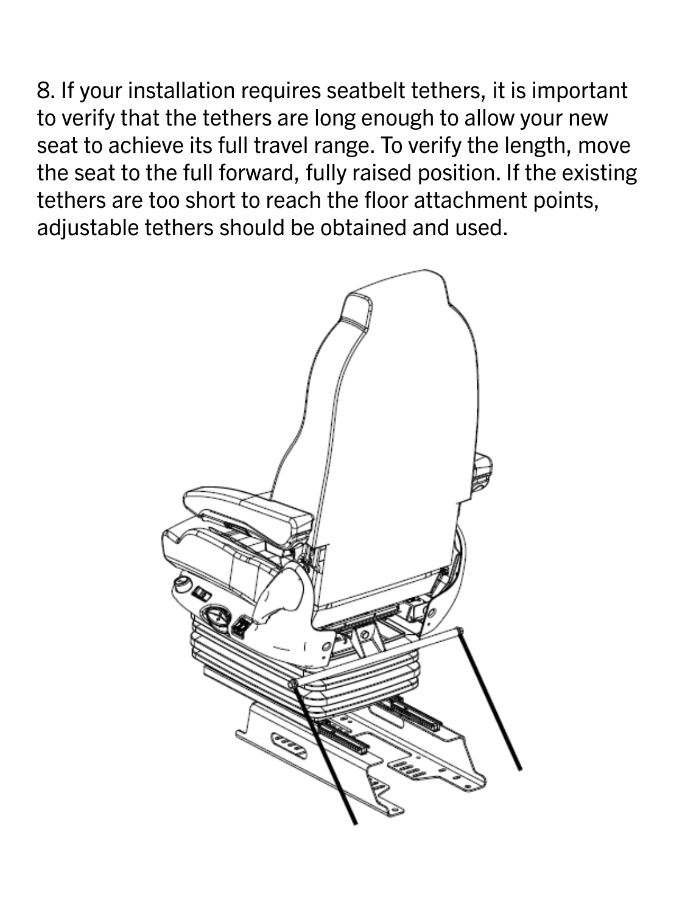8. If your installation requires seatbelt tethers, it is important to verify that the tethers are long enough to allow your new seat to achieve its full travel range. To verify the length, move the seat to the full forward, fully raised position. If the existing tethers are too short to reach the floor attachment points, adjustable tethers should be obtained and used.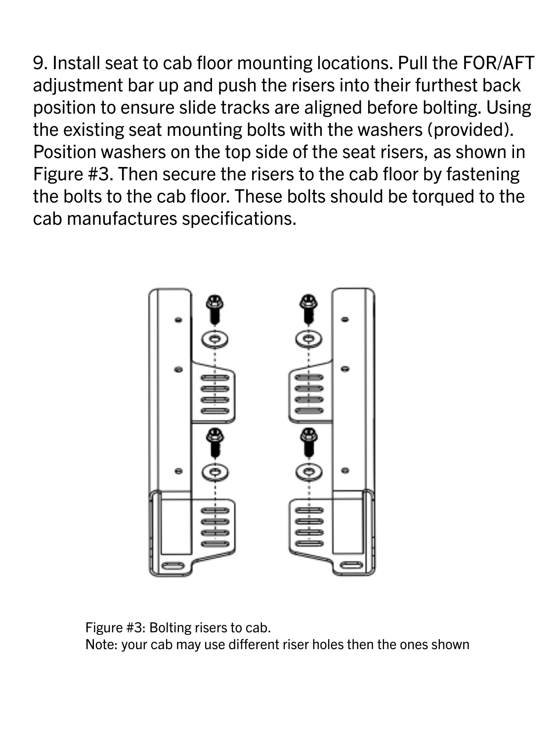9. Install seat to cab floor mounting locations. Pull the FOR/AFT adjustment bar up and push the risers into their furthest back position to ensure slide tracks are aligned before bolting. Using the existing seat mounting bolts with the washers (provided). Position washers on the top side of the seat risers, as shown in Figure #3. Then secure the risers to the cab floor by fastening the bolts to the cab floor. These bolts should be torqued to the cab manufactures specifications.

Figure #3: Bolting risers to cab.
Note: your cab may use different riser holes then the ones shown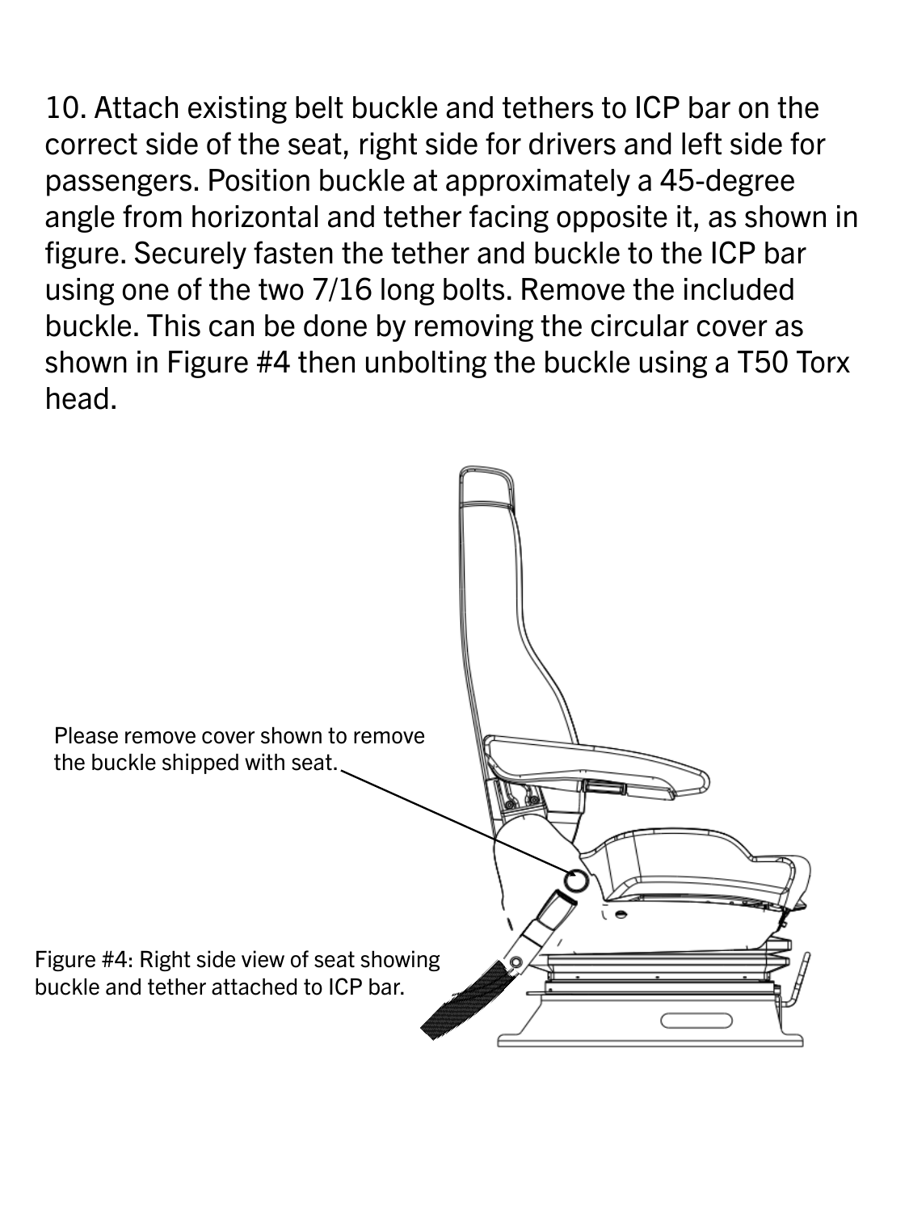10. Attach existing belt buckle and tethers to ICP bar on the correct side of the seat, right side for drivers and left side for passengers. Position buckle at approximately a 45-degree angle from horizontal and tether facing opposite it, as shown in figure. Securely fasten the tether and buckle to the ICP bar using one of the two 7/16 long bolts. Remove the included buckle. This can be done by removing the circular cover as shown in Figure #4 then unbolting the buckle using a T50 Torx head.

Please remove cover shown to remove the buckle shipped with seat.

Figure #4: Right side view of seat showing buckle and tether attached to ICP bar.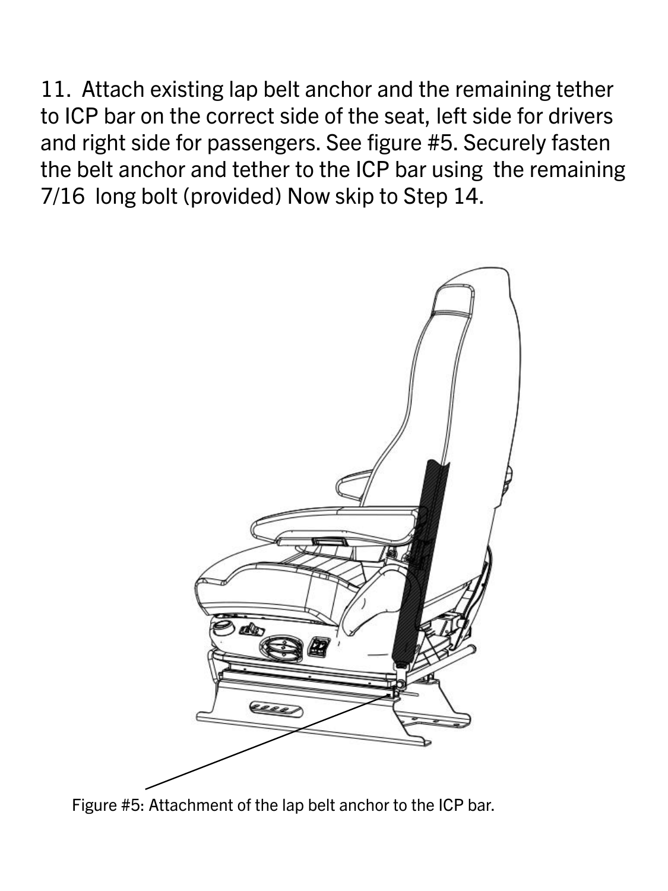11. Attach existing lap belt anchor and the remaining tether to ICP bar on the correct side of the seat, left side for drivers and right side for passengers. See figure #5. Securely fasten the belt anchor and tether to the ICP bar using the remaining 7/16 long bolt (provided) Now skip to Step 14.

Figure #5: Attachment of the lap belt anchor to the ICP bar.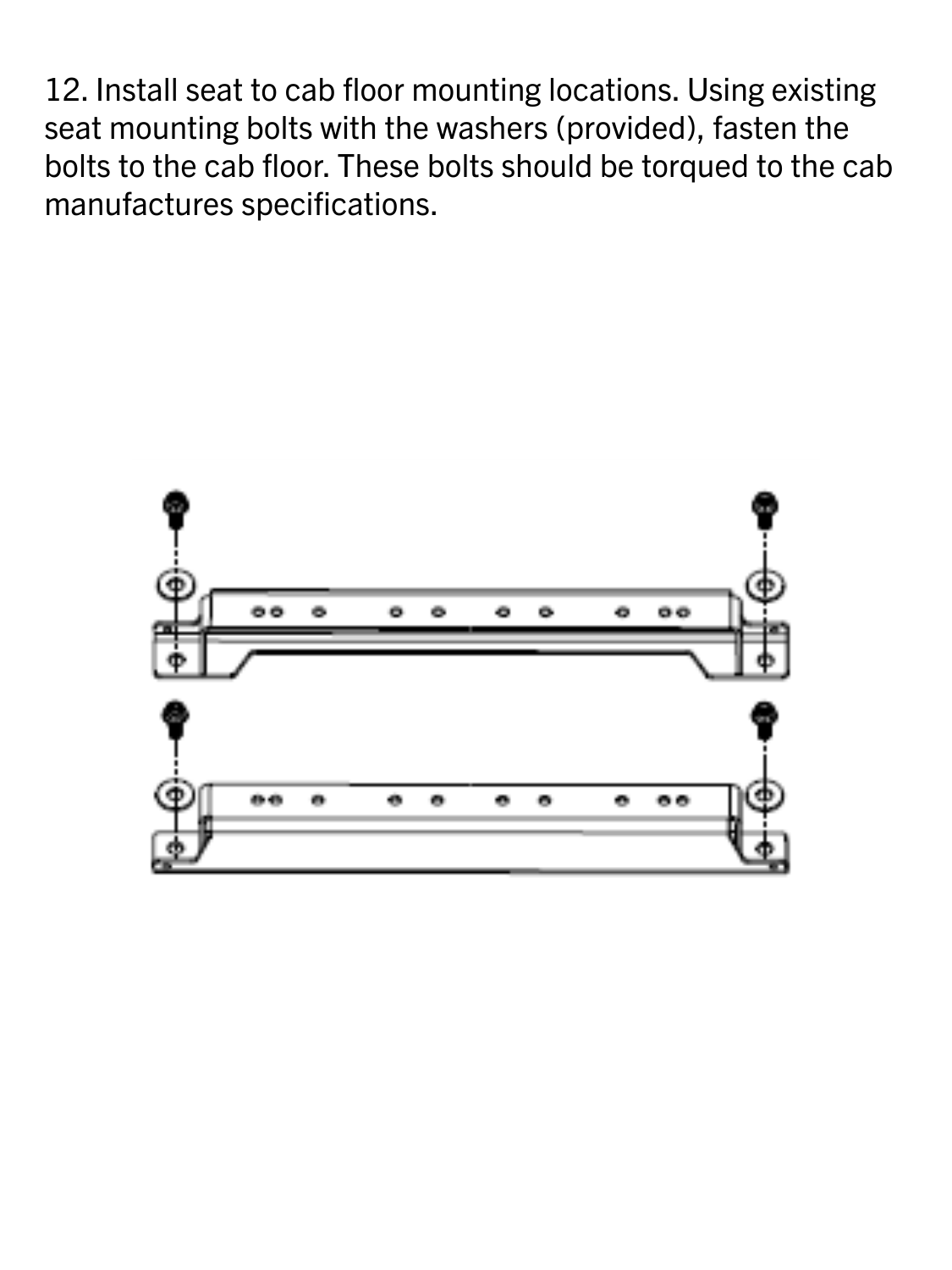12. Install seat to cab floor mounting locations. Using existing seat mounting bolts with the washers (provided), fasten the bolts to the cab floor. These bolts should be torqued to the cab manufactures specifications.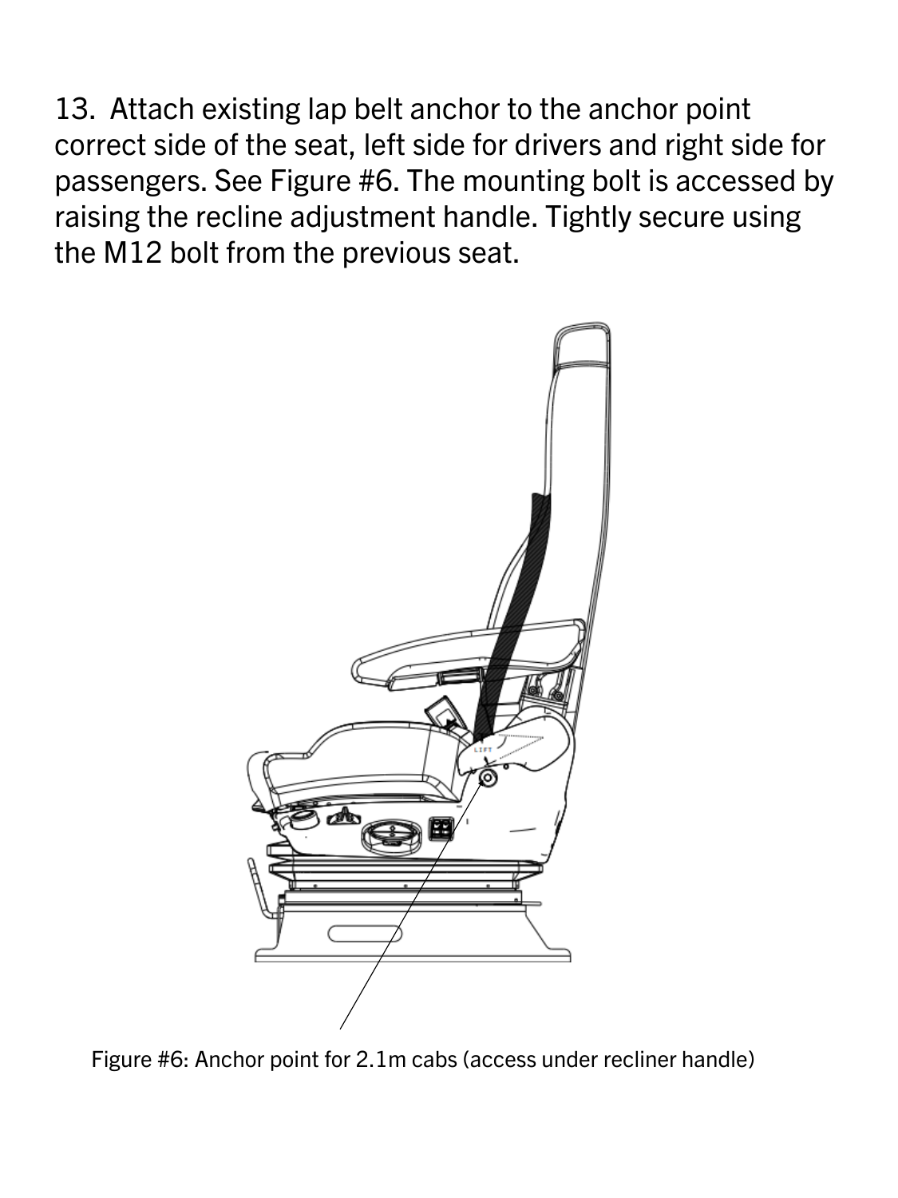13. Attach existing lap belt anchor to the anchor point correct side of the seat, left side for drivers and right side for passengers. See Figure #6. The mounting bolt is accessed by raising the recline adjustment handle. Tightly secure using the M12 bolt from the previous seat.

Figure #6: Anchor point for 2.1m cabs (access under recliner handle)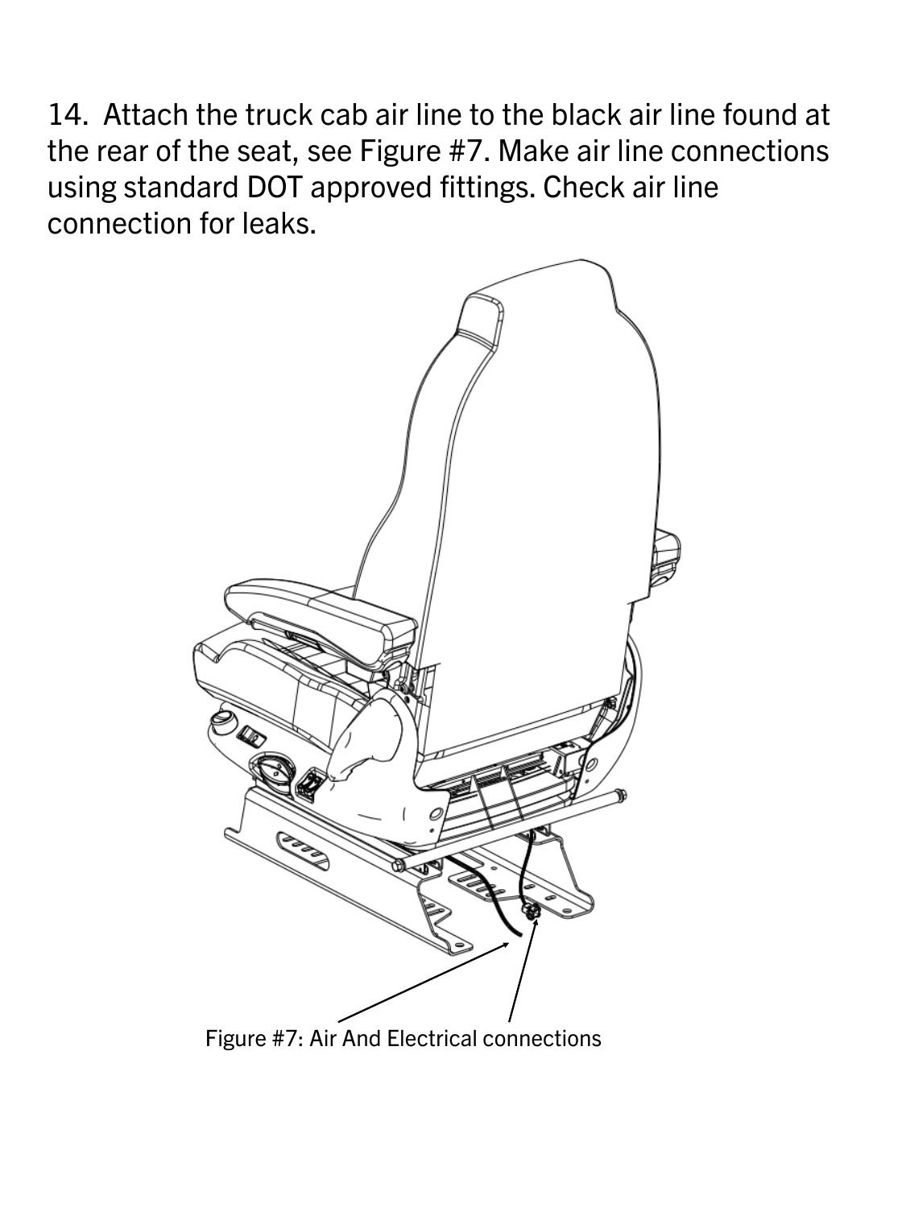14. Attach the truck cab air line to the black air line found at the rear of the seat, see Figure #7. Make air line connections using standard DOT approved fittings. Check air line connection for leaks.

Figure #7: Air And Electrical connections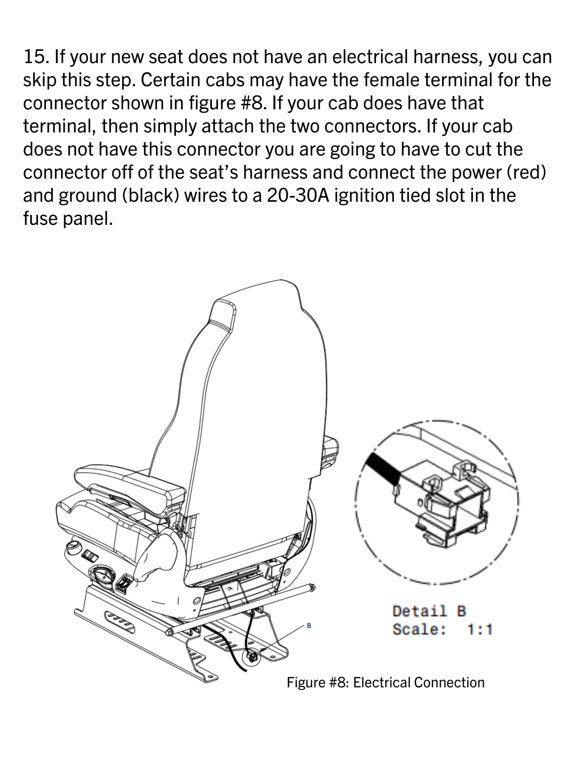15. If your new seat does not have an electrical harness, you can skip this step. Certain cabs may have the female terminal for the connector shown in figure #8. If your cab does have that terminal, then simply attach the two connectors. If your cab does not have this connector you are going to have to cut the connector off of the seat's harness and connect the power (red) and ground (black) wires to a 20-30A ignition tied slot in the fuse panel.

Detail B
Scale: 1:1

Figure #8: Electrical Connection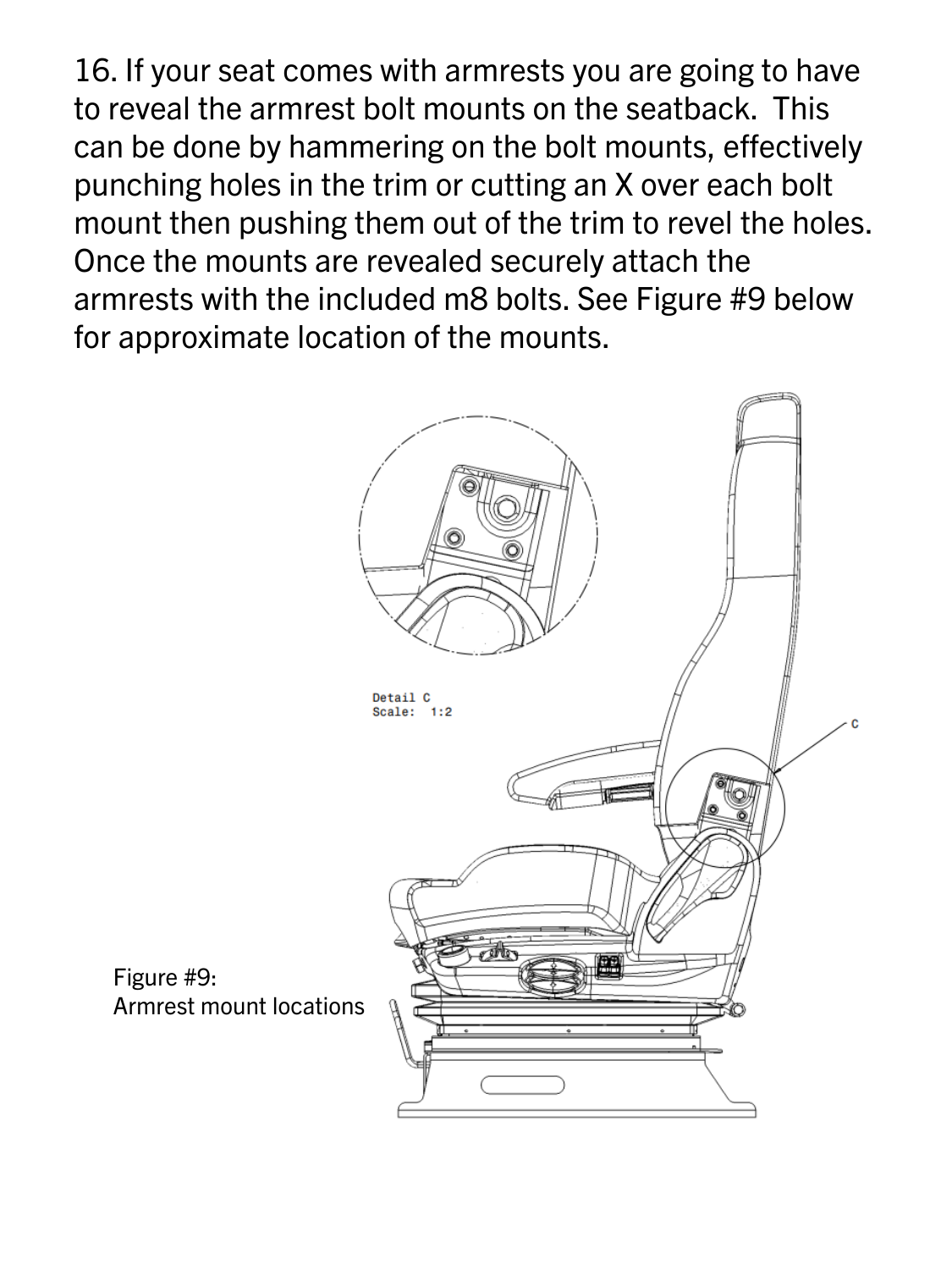16. If your seat comes with armrests you are going to have to reveal the armrest bolt mounts on the seatback. This can be done by hammering on the bolt mounts, effectively punching holes in the trim or cutting an X over each bolt mount then pushing them out of the trim to revel the holes. Once the mounts are revealed securely attach the armrests with the included m8 bolts. See Figure #9 below for approximate location of the mounts.

Detail C
Scale: 1:2

C

Figure #9:
Armrest mount locations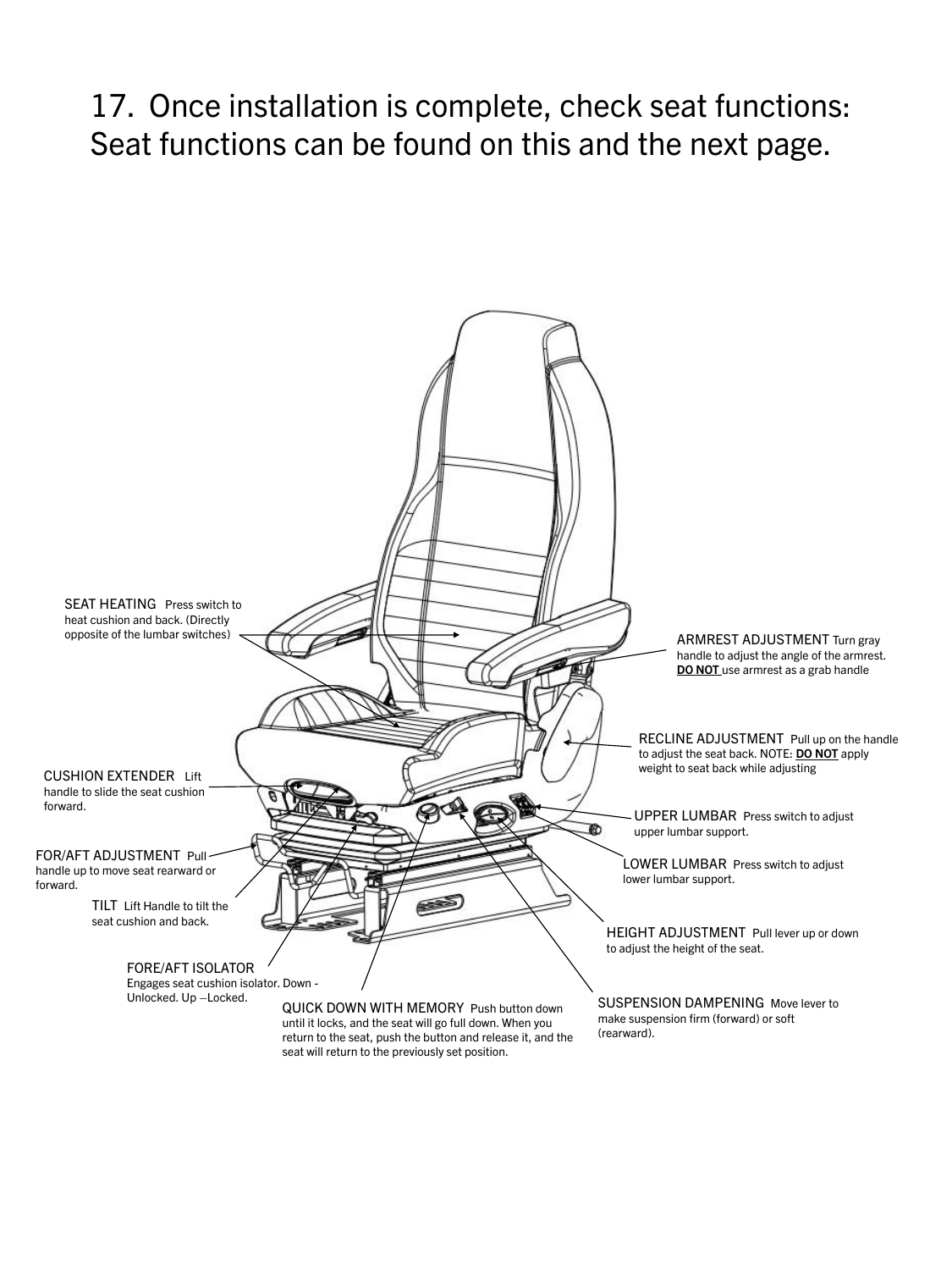17. Once installation is complete, check seat functions: Seat functions can be found on this and the next page.

SEAT HEATING Press switch to heat cushion and back. (Directly opposite of the lumbar switches)

ARMREST ADJUSTMENT Turn gray handle to adjust the angle of the armrest. **DO NOT** use armrest as a grab handle

RECLINE ADJUSTMENT Pull up on the handle to adjust the seat back. NOTE: **DO NOT** apply weight to seat back while adjusting

CUSHION EXTENDER Lift handle to slide the seat cushion forward.

UPPER LUMBAR Press switch to adjust upper lumbar support.

FOR/AFT ADJUSTMENT Pull handle up to move seat rearward or forward.

LOWER LUMBAR Press switch to adjust lower lumbar support.

TILT Lift Handle to tilt the seat cushion and back.

HEIGHT ADJUSTMENT Pull lever up or down to adjust the height of the seat.

FORE/AFT ISOLATOR Engages seat cushion isolator. Down - Unlocked. Up –Locked.

QUICK DOWN WITH MEMORY Push button down until it locks, and the seat will go full down. When you return to the seat, push the button and release it, and the seat will return to the previously set position.

SUSPENSION DAMPENING Move lever to make suspension firm (forward) or soft (rearward).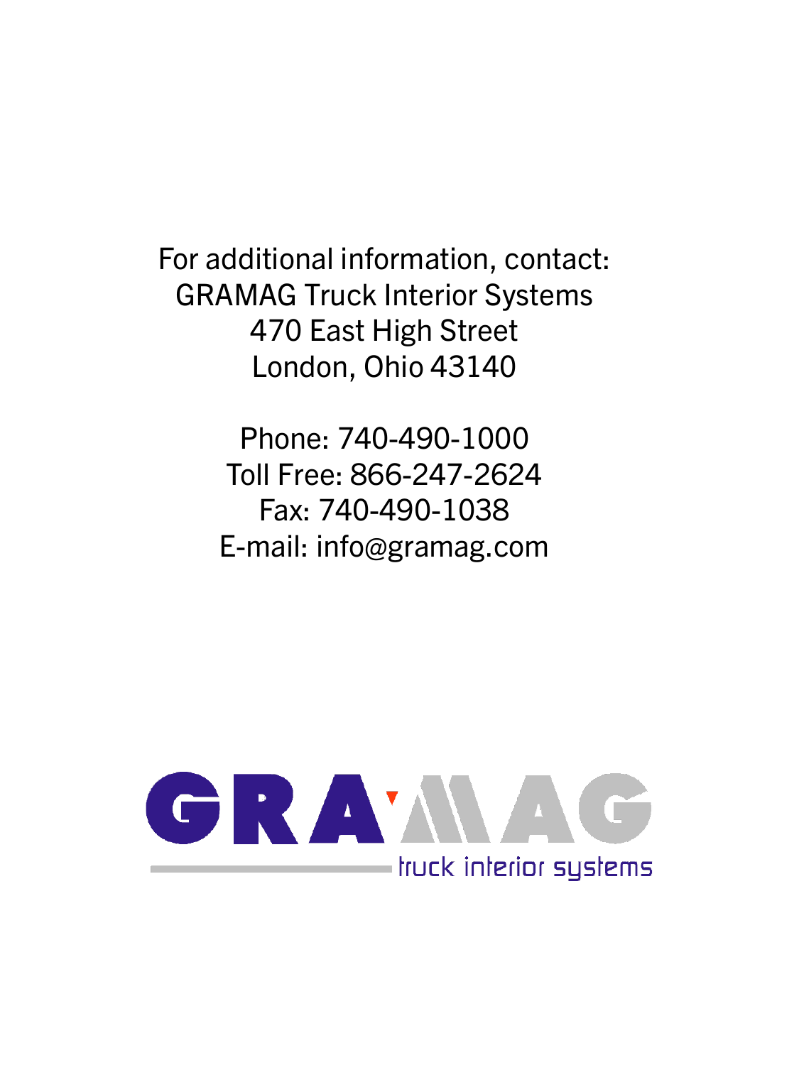For additional information, contact:
GRAMAG Truck Interior Systems
470 East High Street
London, Ohio 43140

Phone: 740-490-1000
Toll Free: 866-247-2624
Fax: 740-490-1038
E-mail: info@gramag.com

GRAMAG
truck interior systems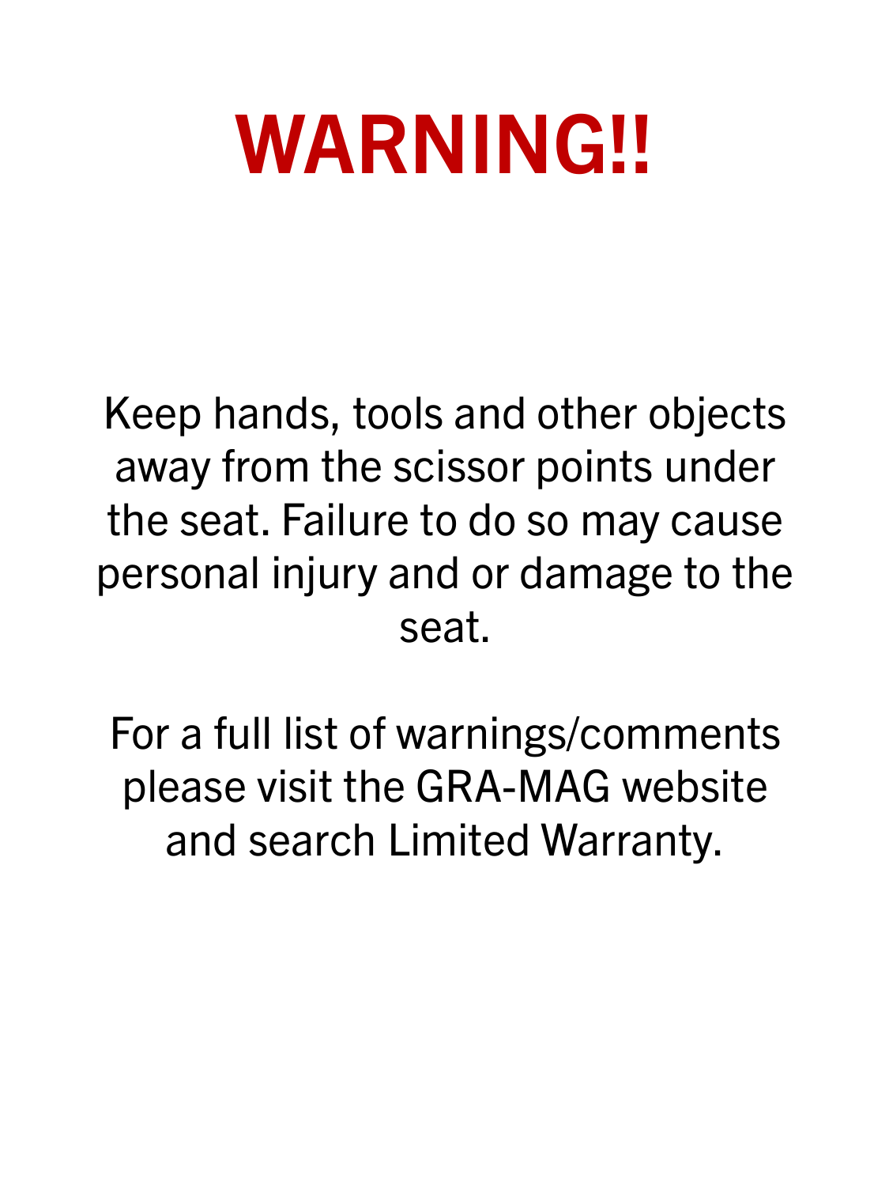# WARNING!!

Keep hands, tools and other objects away from the scissor points under the seat. Failure to do so may cause personal injury and or damage to the seat.

For a full list of warnings/comments please visit the GRA-MAG website and search Limited Warranty.